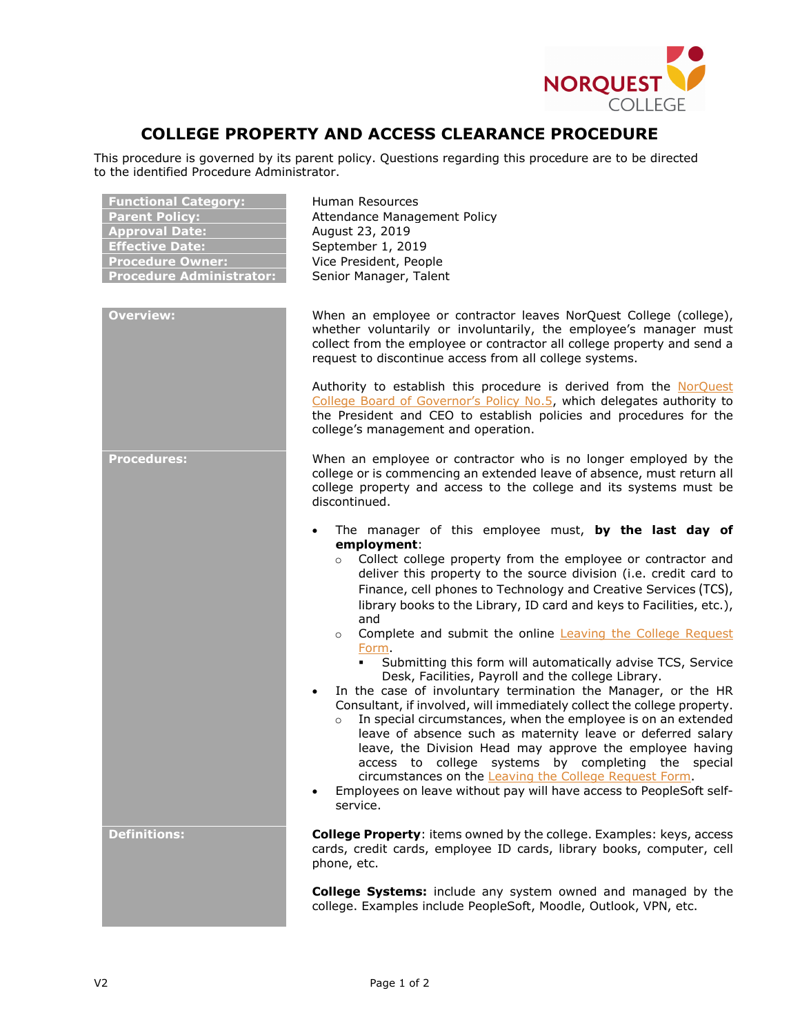# COLLEGE PROPERTY AND ACCESS CLEARANCE PROCEDURE

This procedure is governed by its parent policy. Questions regarding this procedure are to be directed to the identified Procedure Administrator.

| | |
|---|---|
| **Functional Category:** | Human Resources |
| **Parent Policy:** | Attendance Management Policy |
| **Approval Date:** | August 23, 2019 |
| **Effective Date:** | September 1, 2019 |
| **Procedure Owner:** | Vice President, People |
| **Procedure Administrator:** | Senior Manager, Talent |

## Overview:

When an employee or contractor leaves NorQuest College (college), whether voluntarily or involuntarily, the employee's manager must collect from the employee or contractor all college property and send a request to discontinue access from all college systems.

Authority to establish this procedure is derived from the NorQuest College Board of Governor's Policy No.5, which delegates authority to the President and CEO to establish policies and procedures for the college's management and operation.

## Procedures:

When an employee or contractor who is no longer employed by the college or is commencing an extended leave of absence, must return all college property and access to the college and its systems must be discontinued.

- The manager of this employee must, **by the last day of employment**:
  - Collect college property from the employee or contractor and deliver this property to the source division (i.e. credit card to Finance, cell phones to Technology and Creative Services (TCS), library books to the Library, ID card and keys to Facilities, etc.), and
  - Complete and submit the online Leaving the College Request Form.
    - Submitting this form will automatically advise TCS, Service Desk, Facilities, Payroll and the college Library.
- In the case of involuntary termination the Manager, or the HR Consultant, if involved, will immediately collect the college property.
  - In special circumstances, when the employee is on an extended leave of absence such as maternity leave or deferred salary leave, the Division Head may approve the employee having access to college systems by completing the special circumstances on the Leaving the College Request Form.
- Employees on leave without pay will have access to PeopleSoft self-service.

## Definitions:

**College Property**: items owned by the college. Examples: keys, access cards, credit cards, employee ID cards, library books, computer, cell phone, etc.

**College Systems:** include any system owned and managed by the college. Examples include PeopleSoft, Moodle, Outlook, VPN, etc.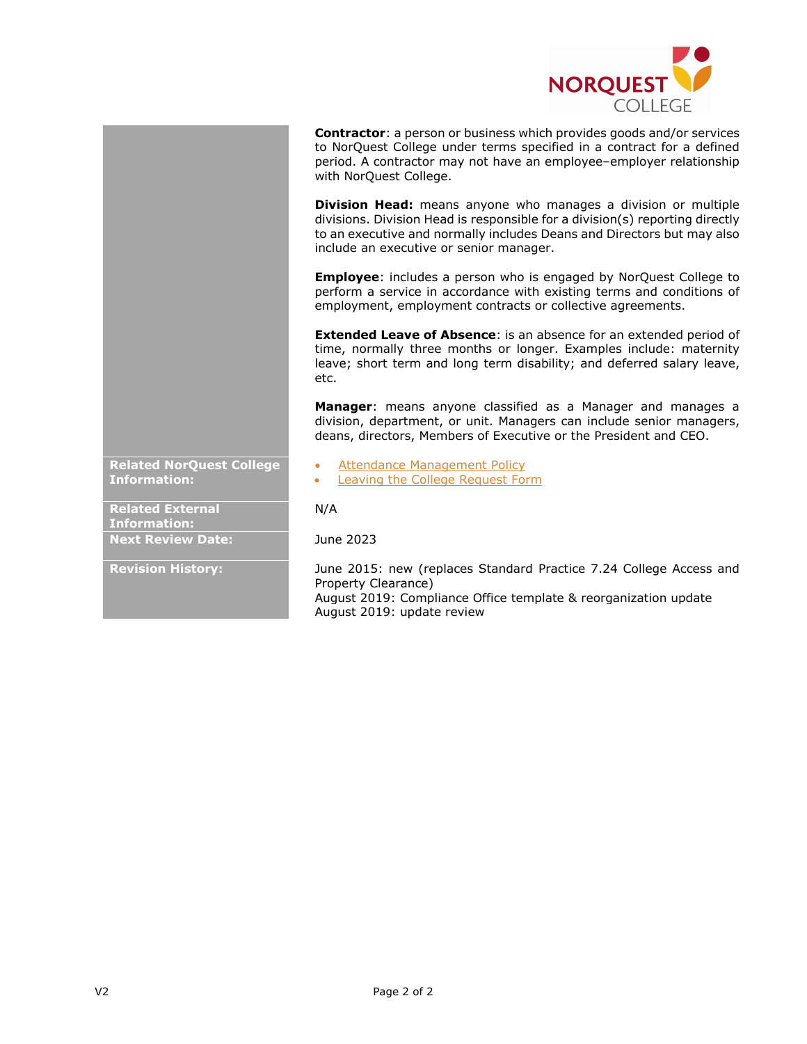**Contractor**: a person or business which provides goods and/or services to NorQuest College under terms specified in a contract for a defined period. A contractor may not have an employee–employer relationship with NorQuest College.

**Division Head:** means anyone who manages a division or multiple divisions. Division Head is responsible for a division(s) reporting directly to an executive and normally includes Deans and Directors but may also include an executive or senior manager.

**Employee**: includes a person who is engaged by NorQuest College to perform a service in accordance with existing terms and conditions of employment, employment contracts or collective agreements.

**Extended Leave of Absence**: is an absence for an extended period of time, normally three months or longer. Examples include: maternity leave; short term and long term disability; and deferred salary leave, etc.

**Manager**: means anyone classified as a Manager and manages a division, department, or unit. Managers can include senior managers, deans, directors, Members of Executive or the President and CEO.

| | |
|---|---|
| **Related NorQuest College Information:** | • Attendance Management Policy<br>• Leaving the College Request Form |
| **Related External Information:** | N/A |
| **Next Review Date:** | June 2023 |
| **Revision History:** | June 2015: new (replaces Standard Practice 7.24 College Access and Property Clearance)<br>August 2019: Compliance Office template & reorganization update<br>August 2019: update review |

V2